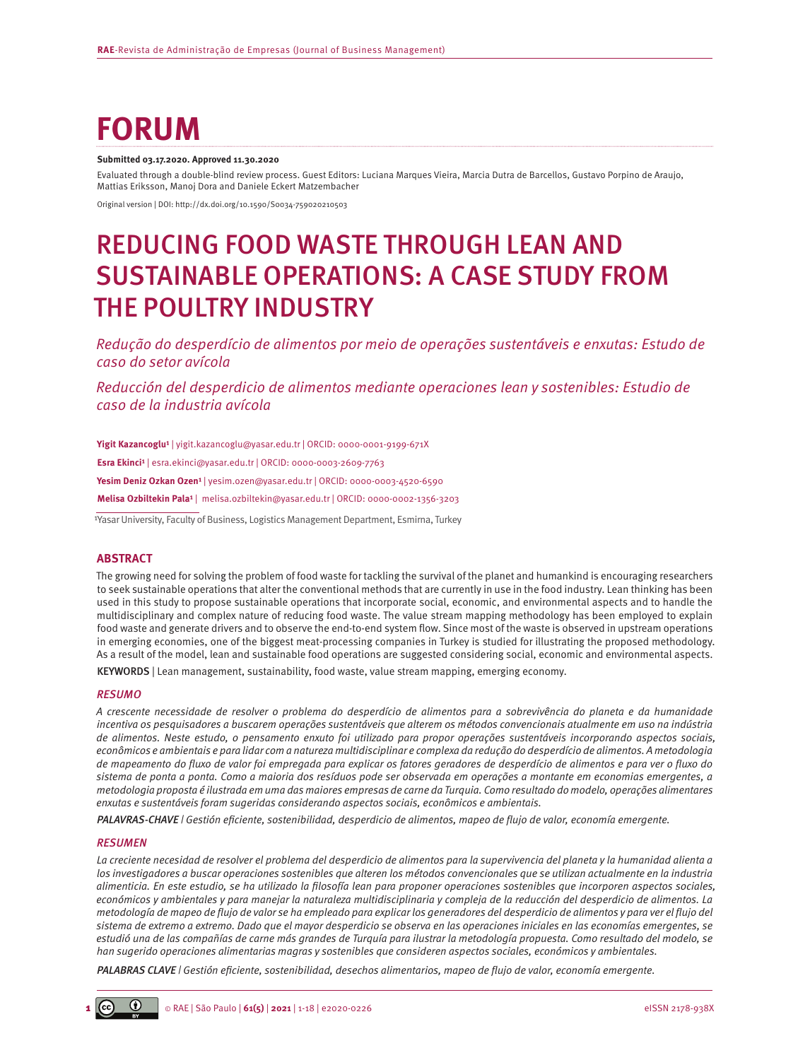# FORUM

**Submitted 03.17.2020. Approved 11.30.2020**

Evaluated through a double-blind review process. Guest Editors: Luciana Marques Vieira, Marcia Dutra de Barcellos, Gustavo Porpino de Araujo, Mattias Eriksson, Manoj Dora and Daniele Eckert Matzembacher

Original version | DOI: http://dx.doi.org/10.1590/S0034-759020210503

# REDUCING FOOD WASTE THROUGH LEAN AND SUSTAINABLE OPERATIONS: A CASE STUDY FROM THE POULTRY INDUSTRY

*Redução do desperdício de alimentos por meio de operações sustentáveis e enxutas: Estudo de caso do setor avícola*

*Reducción del desperdicio de alimentos mediante operaciones lean y sostenibles: Estudio de caso de la industria avícola*

**Yigit Kazancoglu**[1] | yigit.kazancoglu@yasar.edu.tr | ORCID: 0000-0001-9199-671X

**Esra Ekinci**[1] | esra.ekinci@yasar.edu.tr | ORCID: 0000-0003-2609-7763

**Yesim Deniz Ozkan Ozen**[1] | yesim.ozen@yasar.edu.tr | ORCID: 0000-0003-4520-6590

**Melisa Ozbiltekin Pala**[1] | melisa.ozbiltekin@yasar.edu.tr | ORCID: 0000-0002-1356-3203

[1]Yasar University, Faculty of Business, Logistics Management Department, Esmirna, Turkey

## ABSTRACT

The growing need for solving the problem of food waste for tackling the survival of the planet and humankind is encouraging researchers to seek sustainable operations that alter the conventional methods that are currently in use in the food industry. Lean thinking has been used in this study to propose sustainable operations that incorporate social, economic, and environmental aspects and to handle the multidisciplinary and complex nature of reducing food waste. The value stream mapping methodology has been employed to explain food waste and generate drivers and to observe the end-to-end system flow. Since most of the waste is observed in upstream operations in emerging economies, one of the biggest meat-processing companies in Turkey is studied for illustrating the proposed methodology. As a result of the model, lean and sustainable food operations are suggested considering social, economic and environmental aspects.

KEYWORDS | Lean management, sustainability, food waste, value stream mapping, emerging economy.

## *RESUMO*

*A crescente necessidade de resolver o problema do desperdício de alimentos para a sobrevivência do planeta e da humanidade incentiva os pesquisadores a buscarem operações sustentáveis que alterem os métodos convencionais atualmente em uso na indústria de alimentos. Neste estudo, o pensamento enxuto foi utilizado para propor operações sustentáveis incorporando aspectos sociais, econômicos e ambientais e para lidar com a natureza multidisciplinar e complexa da redução do desperdício de alimentos. A metodologia de mapeamento do fluxo de valor foi empregada para explicar os fatores geradores de desperdício de alimentos e para ver o fluxo do sistema de ponta a ponta. Como a maioria dos resíduos pode ser observada em operações a montante em economias emergentes, a metodologia proposta é ilustrada em uma das maiores empresas de carne da Turquia. Como resultado do modelo, operações alimentares enxutas e sustentáveis foram sugeridas considerando aspectos sociais, econômicos e ambientais.*

***PALAVRAS-CHAVE** | Gestión eficiente, sostenibilidad, desperdicio de alimentos, mapeo de flujo de valor, economía emergente.*

## *RESUMEN*

*La creciente necesidad de resolver el problema del desperdicio de alimentos para la supervivencia del planeta y la humanidad alienta a los investigadores a buscar operaciones sostenibles que alteren los métodos convencionales que se utilizan actualmente en la industria alimenticia. En este estudio, se ha utilizado la filosofía lean para proponer operaciones sostenibles que incorporen aspectos sociales, económicos y ambientales y para manejar la naturaleza multidisciplinaria y compleja de la reducción del desperdicio de alimentos. La metodología de mapeo de flujo de valor se ha empleado para explicar los generadores del desperdicio de alimentos y para ver el flujo del sistema de extremo a extremo. Dado que el mayor desperdicio se observa en las operaciones iniciales en las economías emergentes, se estudió una de las compañías de carne más grandes de Turquía para ilustrar la metodología propuesta. Como resultado del modelo, se han sugerido operaciones alimentarias magras y sostenibles que consideren aspectos sociales, económicos y ambientales.*

***PALABRAS CLAVE** | Gestión eficiente, sostenibilidad, desechos alimentarios, mapeo de flujo de valor, economía emergente.*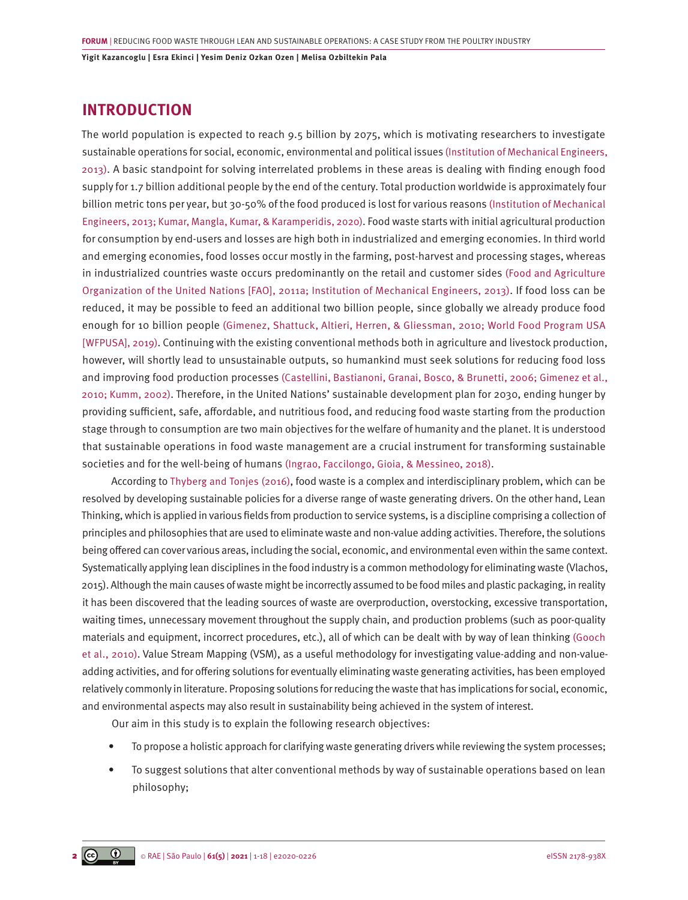## INTRODUCTION

The world population is expected to reach 9.5 billion by 2075, which is motivating researchers to investigate sustainable operations for social, economic, environmental and political issues (Institution of Mechanical Engineers, 2013). A basic standpoint for solving interrelated problems in these areas is dealing with finding enough food supply for 1.7 billion additional people by the end of the century. Total production worldwide is approximately four billion metric tons per year, but 30-50% of the food produced is lost for various reasons (Institution of Mechanical Engineers, 2013; Kumar, Mangla, Kumar, & Karamperidis, 2020). Food waste starts with initial agricultural production for consumption by end-users and losses are high both in industrialized and emerging economies. In third world and emerging economies, food losses occur mostly in the farming, post-harvest and processing stages, whereas in industrialized countries waste occurs predominantly on the retail and customer sides (Food and Agriculture Organization of the United Nations [FAO], 2011a; Institution of Mechanical Engineers, 2013). If food loss can be reduced, it may be possible to feed an additional two billion people, since globally we already produce food enough for 10 billion people (Gimenez, Shattuck, Altieri, Herren, & Gliessman, 2010; World Food Program USA [WFPUSA], 2019). Continuing with the existing conventional methods both in agriculture and livestock production, however, will shortly lead to unsustainable outputs, so humankind must seek solutions for reducing food loss and improving food production processes (Castellini, Bastianoni, Granai, Bosco, & Brunetti, 2006; Gimenez et al., 2010; Kumm, 2002). Therefore, in the United Nations' sustainable development plan for 2030, ending hunger by providing sufficient, safe, affordable, and nutritious food, and reducing food waste starting from the production stage through to consumption are two main objectives for the welfare of humanity and the planet. It is understood that sustainable operations in food waste management are a crucial instrument for transforming sustainable societies and for the well-being of humans (Ingrao, Faccilongo, Gioia, & Messineo, 2018).

According to Thyberg and Tonjes (2016), food waste is a complex and interdisciplinary problem, which can be resolved by developing sustainable policies for a diverse range of waste generating drivers. On the other hand, Lean Thinking, which is applied in various fields from production to service systems, is a discipline comprising a collection of principles and philosophies that are used to eliminate waste and non-value adding activities. Therefore, the solutions being offered can cover various areas, including the social, economic, and environmental even within the same context. Systematically applying lean disciplines in the food industry is a common methodology for eliminating waste (Vlachos, 2015). Although the main causes of waste might be incorrectly assumed to be food miles and plastic packaging, in reality it has been discovered that the leading sources of waste are overproduction, overstocking, excessive transportation, waiting times, unnecessary movement throughout the supply chain, and production problems (such as poor-quality materials and equipment, incorrect procedures, etc.), all of which can be dealt with by way of lean thinking (Gooch et al., 2010). Value Stream Mapping (VSM), as a useful methodology for investigating value-adding and non-value-adding activities, and for offering solutions for eventually eliminating waste generating activities, has been employed relatively commonly in literature. Proposing solutions for reducing the waste that has implications for social, economic, and environmental aspects may also result in sustainability being achieved in the system of interest.

Our aim in this study is to explain the following research objectives:

- To propose a holistic approach for clarifying waste generating drivers while reviewing the system processes;
- To suggest solutions that alter conventional methods by way of sustainable operations based on lean philosophy;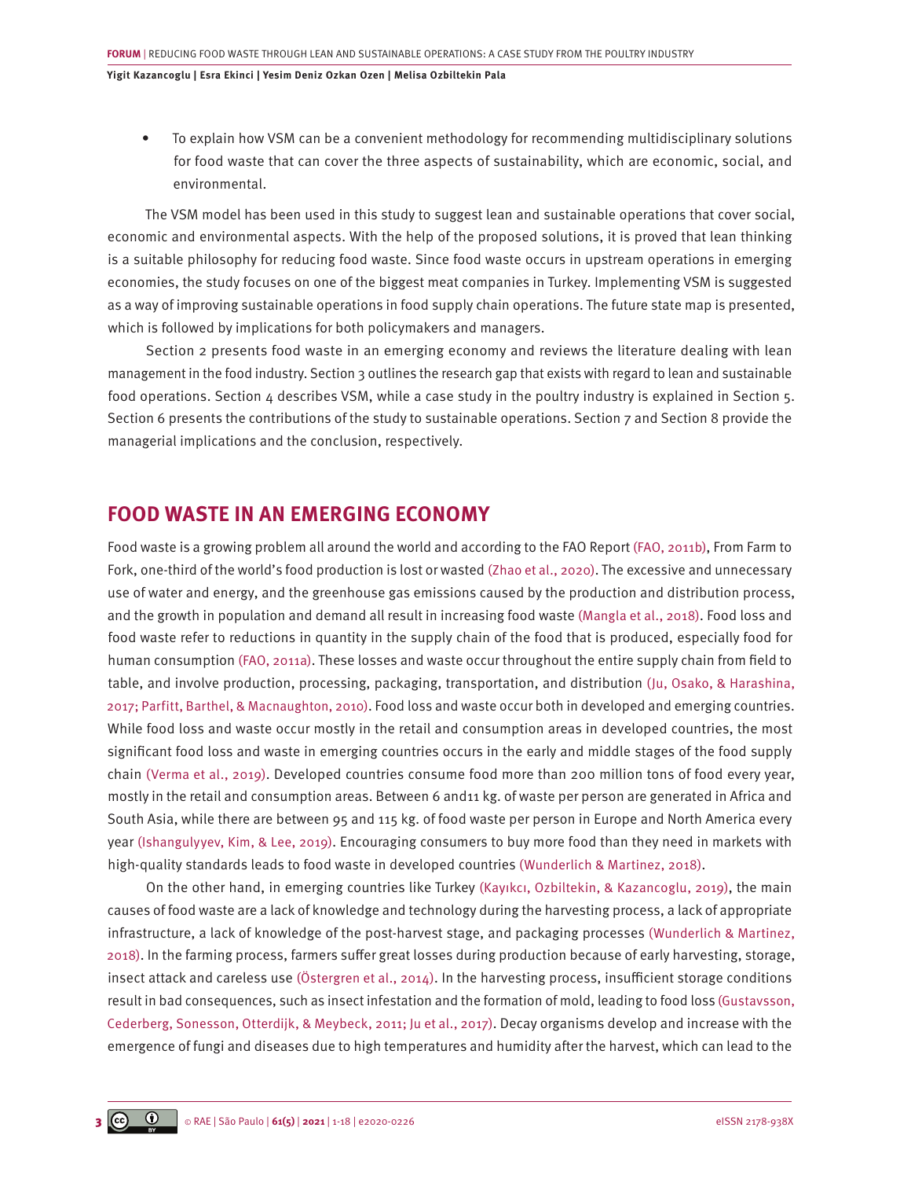- To explain how VSM can be a convenient methodology for recommending multidisciplinary solutions for food waste that can cover the three aspects of sustainability, which are economic, social, and environmental.

The VSM model has been used in this study to suggest lean and sustainable operations that cover social, economic and environmental aspects. With the help of the proposed solutions, it is proved that lean thinking is a suitable philosophy for reducing food waste. Since food waste occurs in upstream operations in emerging economies, the study focuses on one of the biggest meat companies in Turkey. Implementing VSM is suggested as a way of improving sustainable operations in food supply chain operations. The future state map is presented, which is followed by implications for both policymakers and managers.

Section 2 presents food waste in an emerging economy and reviews the literature dealing with lean management in the food industry. Section 3 outlines the research gap that exists with regard to lean and sustainable food operations. Section 4 describes VSM, while a case study in the poultry industry is explained in Section 5. Section 6 presents the contributions of the study to sustainable operations. Section 7 and Section 8 provide the managerial implications and the conclusion, respectively.

## FOOD WASTE IN AN EMERGING ECONOMY

Food waste is a growing problem all around the world and according to the FAO Report (FAO, 2011b), From Farm to Fork, one-third of the world's food production is lost or wasted (Zhao et al., 2020). The excessive and unnecessary use of water and energy, and the greenhouse gas emissions caused by the production and distribution process, and the growth in population and demand all result in increasing food waste (Mangla et al., 2018). Food loss and food waste refer to reductions in quantity in the supply chain of the food that is produced, especially food for human consumption (FAO, 2011a). These losses and waste occur throughout the entire supply chain from field to table, and involve production, processing, packaging, transportation, and distribution (Ju, Osako, & Harashina, 2017; Parfitt, Barthel, & Macnaughton, 2010). Food loss and waste occur both in developed and emerging countries. While food loss and waste occur mostly in the retail and consumption areas in developed countries, the most significant food loss and waste in emerging countries occurs in the early and middle stages of the food supply chain (Verma et al., 2019). Developed countries consume food more than 200 million tons of food every year, mostly in the retail and consumption areas. Between 6 and11 kg. of waste per person are generated in Africa and South Asia, while there are between 95 and 115 kg. of food waste per person in Europe and North America every year (Ishangulyyev, Kim, & Lee, 2019). Encouraging consumers to buy more food than they need in markets with high-quality standards leads to food waste in developed countries (Wunderlich & Martinez, 2018).

On the other hand, in emerging countries like Turkey (Kayıkcı, Ozbiltekin, & Kazancoglu, 2019), the main causes of food waste are a lack of knowledge and technology during the harvesting process, a lack of appropriate infrastructure, a lack of knowledge of the post-harvest stage, and packaging processes (Wunderlich & Martinez, 2018). In the farming process, farmers suffer great losses during production because of early harvesting, storage, insect attack and careless use (Östergren et al., 2014). In the harvesting process, insufficient storage conditions result in bad consequences, such as insect infestation and the formation of mold, leading to food loss (Gustavsson, Cederberg, Sonesson, Otterdijk, & Meybeck, 2011; Ju et al., 2017). Decay organisms develop and increase with the emergence of fungi and diseases due to high temperatures and humidity after the harvest, which can lead to the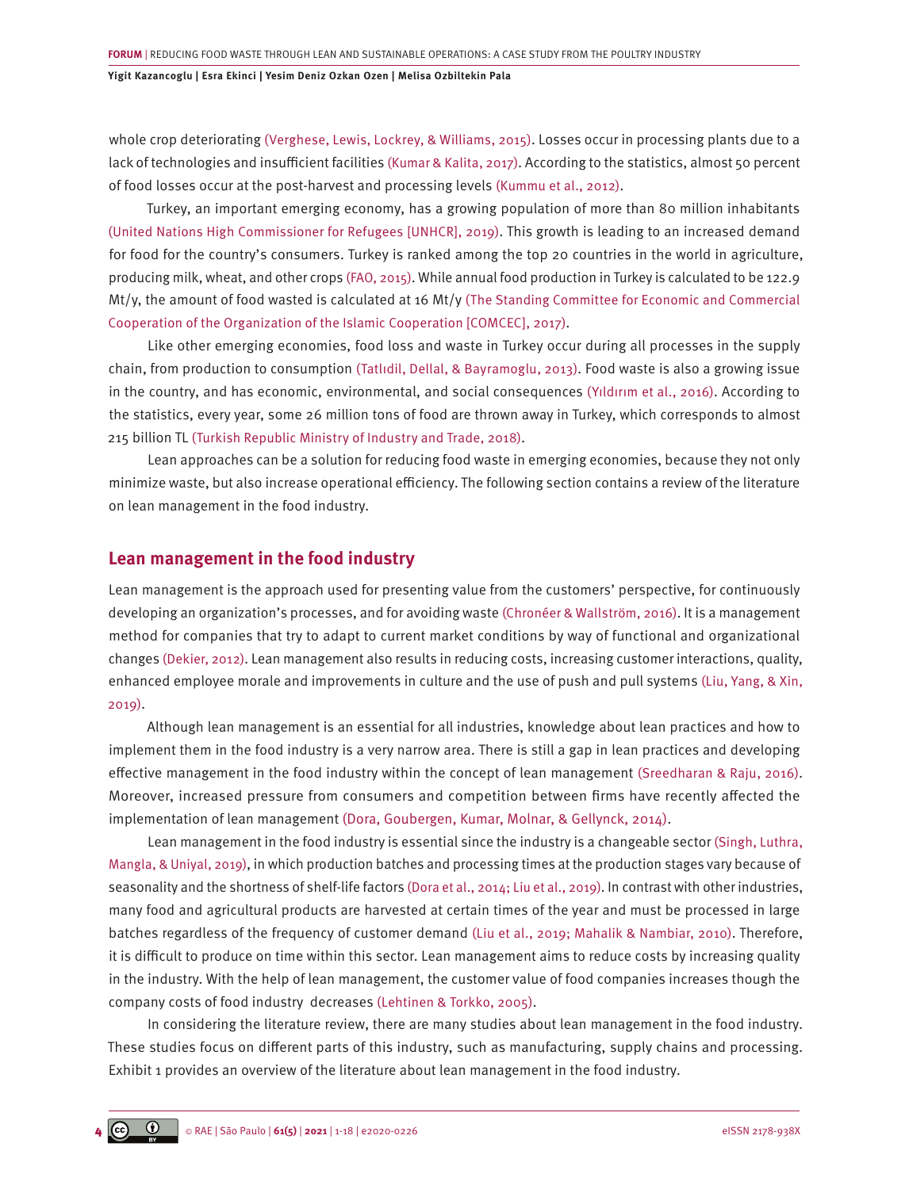whole crop deteriorating (Verghese, Lewis, Lockrey, & Williams, 2015). Losses occur in processing plants due to a lack of technologies and insufficient facilities (Kumar & Kalita, 2017). According to the statistics, almost 50 percent of food losses occur at the post-harvest and processing levels (Kummu et al., 2012).

Turkey, an important emerging economy, has a growing population of more than 80 million inhabitants (United Nations High Commissioner for Refugees [UNHCR], 2019). This growth is leading to an increased demand for food for the country's consumers. Turkey is ranked among the top 20 countries in the world in agriculture, producing milk, wheat, and other crops (FAO, 2015). While annual food production in Turkey is calculated to be 122.9 Mt/y, the amount of food wasted is calculated at 16 Mt/y (The Standing Committee for Economic and Commercial Cooperation of the Organization of the Islamic Cooperation [COMCEC], 2017).

Like other emerging economies, food loss and waste in Turkey occur during all processes in the supply chain, from production to consumption (Tatlıdil, Dellal, & Bayramoglu, 2013). Food waste is also a growing issue in the country, and has economic, environmental, and social consequences (Yıldırım et al., 2016). According to the statistics, every year, some 26 million tons of food are thrown away in Turkey, which corresponds to almost 215 billion TL (Turkish Republic Ministry of Industry and Trade, 2018).

Lean approaches can be a solution for reducing food waste in emerging economies, because they not only minimize waste, but also increase operational efficiency. The following section contains a review of the literature on lean management in the food industry.

## Lean management in the food industry

Lean management is the approach used for presenting value from the customers' perspective, for continuously developing an organization's processes, and for avoiding waste (Chronéer & Wallström, 2016). It is a management method for companies that try to adapt to current market conditions by way of functional and organizational changes (Dekier, 2012). Lean management also results in reducing costs, increasing customer interactions, quality, enhanced employee morale and improvements in culture and the use of push and pull systems (Liu, Yang, & Xin, 2019).

Although lean management is an essential for all industries, knowledge about lean practices and how to implement them in the food industry is a very narrow area. There is still a gap in lean practices and developing effective management in the food industry within the concept of lean management (Sreedharan & Raju, 2016). Moreover, increased pressure from consumers and competition between firms have recently affected the implementation of lean management (Dora, Goubergen, Kumar, Molnar, & Gellynck, 2014).

Lean management in the food industry is essential since the industry is a changeable sector (Singh, Luthra, Mangla, & Uniyal, 2019), in which production batches and processing times at the production stages vary because of seasonality and the shortness of shelf-life factors (Dora et al., 2014; Liu et al., 2019). In contrast with other industries, many food and agricultural products are harvested at certain times of the year and must be processed in large batches regardless of the frequency of customer demand (Liu et al., 2019; Mahalik & Nambiar, 2010). Therefore, it is difficult to produce on time within this sector. Lean management aims to reduce costs by increasing quality in the industry. With the help of lean management, the customer value of food companies increases though the company costs of food industry decreases (Lehtinen & Torkko, 2005).

In considering the literature review, there are many studies about lean management in the food industry. These studies focus on different parts of this industry, such as manufacturing, supply chains and processing. Exhibit 1 provides an overview of the literature about lean management in the food industry.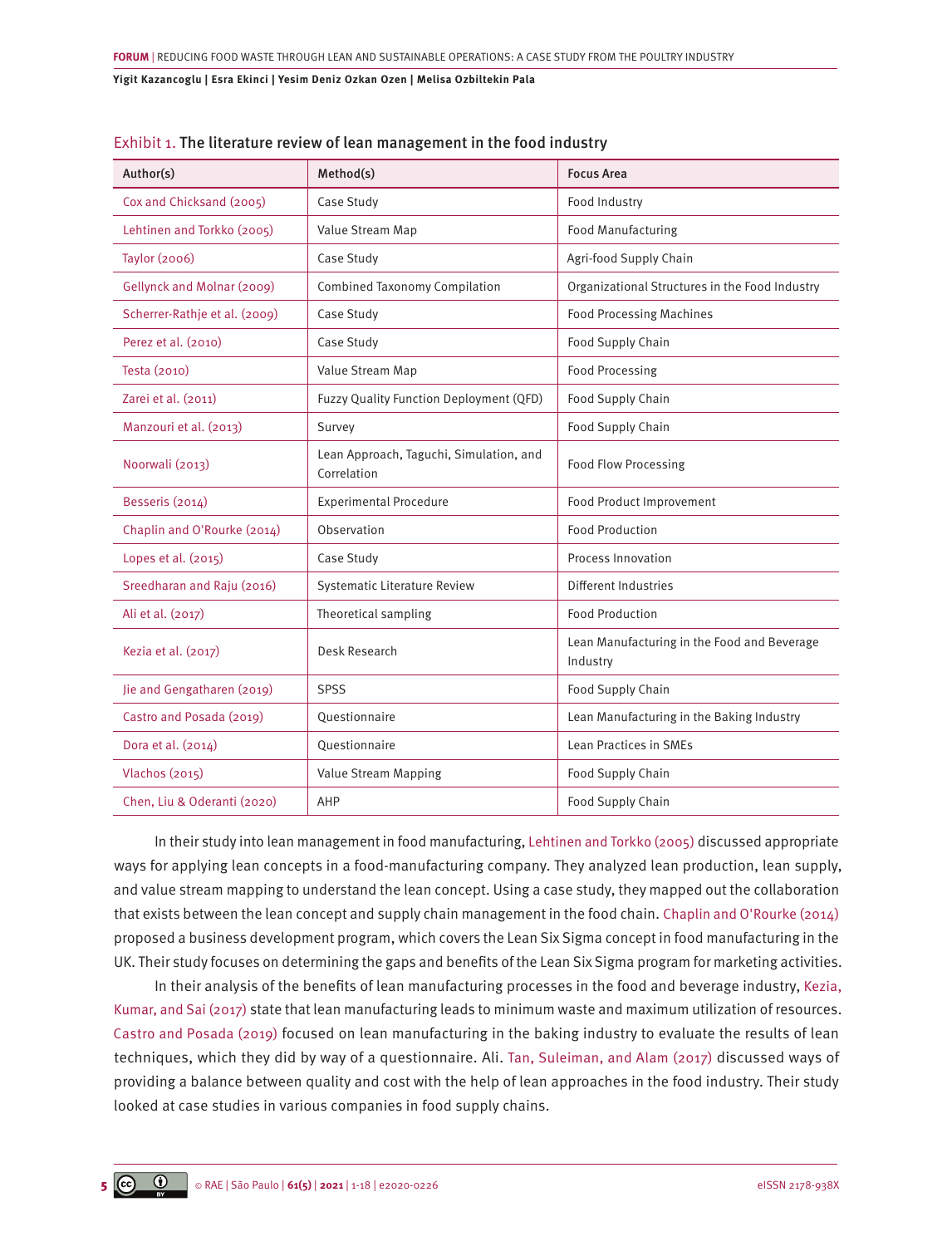Exhibit 1. **The literature review of lean management in the food industry**

| Author(s) | Method(s) | Focus Area |
|---|---|---|
| Cox and Chicksand (2005) | Case Study | Food Industry |
| Lehtinen and Torkko (2005) | Value Stream Map | Food Manufacturing |
| Taylor (2006) | Case Study | Agri-food Supply Chain |
| Gellynck and Molnar (2009) | Combined Taxonomy Compilation | Organizational Structures in the Food Industry |
| Scherrer-Rathje et al. (2009) | Case Study | Food Processing Machines |
| Perez et al. (2010) | Case Study | Food Supply Chain |
| Testa (2010) | Value Stream Map | Food Processing |
| Zarei et al. (2011) | Fuzzy Quality Function Deployment (QFD) | Food Supply Chain |
| Manzouri et al. (2013) | Survey | Food Supply Chain |
| Noorwali (2013) | Lean Approach, Taguchi, Simulation, and Correlation | Food Flow Processing |
| Besseris (2014) | Experimental Procedure | Food Product Improvement |
| Chaplin and O'Rourke (2014) | Observation | Food Production |
| Lopes et al. (2015) | Case Study | Process Innovation |
| Sreedharan and Raju (2016) | Systematic Literature Review | Different Industries |
| Ali et al. (2017) | Theoretical sampling | Food Production |
| Kezia et al. (2017) | Desk Research | Lean Manufacturing in the Food and Beverage Industry |
| Jie and Gengatharen (2019) | SPSS | Food Supply Chain |
| Castro and Posada (2019) | Questionnaire | Lean Manufacturing in the Baking Industry |
| Dora et al. (2014) | Questionnaire | Lean Practices in SMEs |
| Vlachos (2015) | Value Stream Mapping | Food Supply Chain |
| Chen, Liu & Oderanti (2020) | AHP | Food Supply Chain |

In their study into lean management in food manufacturing, Lehtinen and Torkko (2005) discussed appropriate ways for applying lean concepts in a food-manufacturing company. They analyzed lean production, lean supply, and value stream mapping to understand the lean concept. Using a case study, they mapped out the collaboration that exists between the lean concept and supply chain management in the food chain. Chaplin and O'Rourke (2014) proposed a business development program, which covers the Lean Six Sigma concept in food manufacturing in the UK. Their study focuses on determining the gaps and benefits of the Lean Six Sigma program for marketing activities.

In their analysis of the benefits of lean manufacturing processes in the food and beverage industry, Kezia, Kumar, and Sai (2017) state that lean manufacturing leads to minimum waste and maximum utilization of resources. Castro and Posada (2019) focused on lean manufacturing in the baking industry to evaluate the results of lean techniques, which they did by way of a questionnaire. Ali. Tan, Suleiman, and Alam (2017) discussed ways of providing a balance between quality and cost with the help of lean approaches in the food industry. Their study looked at case studies in various companies in food supply chains.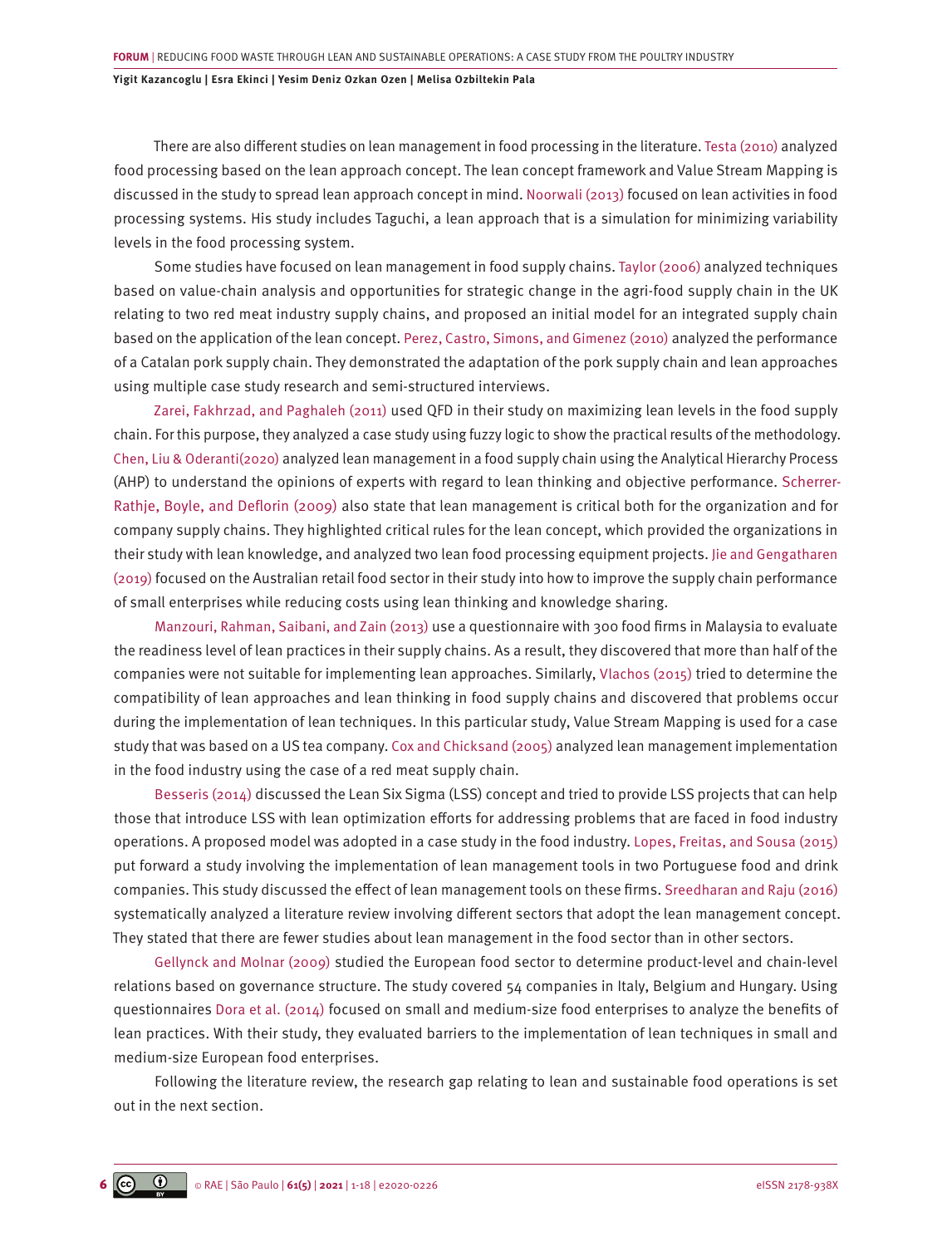There are also different studies on lean management in food processing in the literature. Testa (2010) analyzed food processing based on the lean approach concept. The lean concept framework and Value Stream Mapping is discussed in the study to spread lean approach concept in mind. Noorwali (2013) focused on lean activities in food processing systems. His study includes Taguchi, a lean approach that is a simulation for minimizing variability levels in the food processing system.

Some studies have focused on lean management in food supply chains. Taylor (2006) analyzed techniques based on value-chain analysis and opportunities for strategic change in the agri-food supply chain in the UK relating to two red meat industry supply chains, and proposed an initial model for an integrated supply chain based on the application of the lean concept. Perez, Castro, Simons, and Gimenez (2010) analyzed the performance of a Catalan pork supply chain. They demonstrated the adaptation of the pork supply chain and lean approaches using multiple case study research and semi-structured interviews.

Zarei, Fakhrzad, and Paghaleh (2011) used QFD in their study on maximizing lean levels in the food supply chain. For this purpose, they analyzed a case study using fuzzy logic to show the practical results of the methodology. Chen, Liu & Oderanti(2020) analyzed lean management in a food supply chain using the Analytical Hierarchy Process (AHP) to understand the opinions of experts with regard to lean thinking and objective performance. Scherrer-Rathje, Boyle, and Deflorin (2009) also state that lean management is critical both for the organization and for company supply chains. They highlighted critical rules for the lean concept, which provided the organizations in their study with lean knowledge, and analyzed two lean food processing equipment projects. Jie and Gengatharen (2019) focused on the Australian retail food sector in their study into how to improve the supply chain performance of small enterprises while reducing costs using lean thinking and knowledge sharing.

Manzouri, Rahman, Saibani, and Zain (2013) use a questionnaire with 300 food firms in Malaysia to evaluate the readiness level of lean practices in their supply chains. As a result, they discovered that more than half of the companies were not suitable for implementing lean approaches. Similarly, Vlachos (2015) tried to determine the compatibility of lean approaches and lean thinking in food supply chains and discovered that problems occur during the implementation of lean techniques. In this particular study, Value Stream Mapping is used for a case study that was based on a US tea company. Cox and Chicksand (2005) analyzed lean management implementation in the food industry using the case of a red meat supply chain.

Besseris (2014) discussed the Lean Six Sigma (LSS) concept and tried to provide LSS projects that can help those that introduce LSS with lean optimization efforts for addressing problems that are faced in food industry operations. A proposed model was adopted in a case study in the food industry. Lopes, Freitas, and Sousa (2015) put forward a study involving the implementation of lean management tools in two Portuguese food and drink companies. This study discussed the effect of lean management tools on these firms. Sreedharan and Raju (2016) systematically analyzed a literature review involving different sectors that adopt the lean management concept. They stated that there are fewer studies about lean management in the food sector than in other sectors.

Gellynck and Molnar (2009) studied the European food sector to determine product-level and chain-level relations based on governance structure. The study covered 54 companies in Italy, Belgium and Hungary. Using questionnaires Dora et al. (2014) focused on small and medium-size food enterprises to analyze the benefits of lean practices. With their study, they evaluated barriers to the implementation of lean techniques in small and medium-size European food enterprises.

Following the literature review, the research gap relating to lean and sustainable food operations is set out in the next section.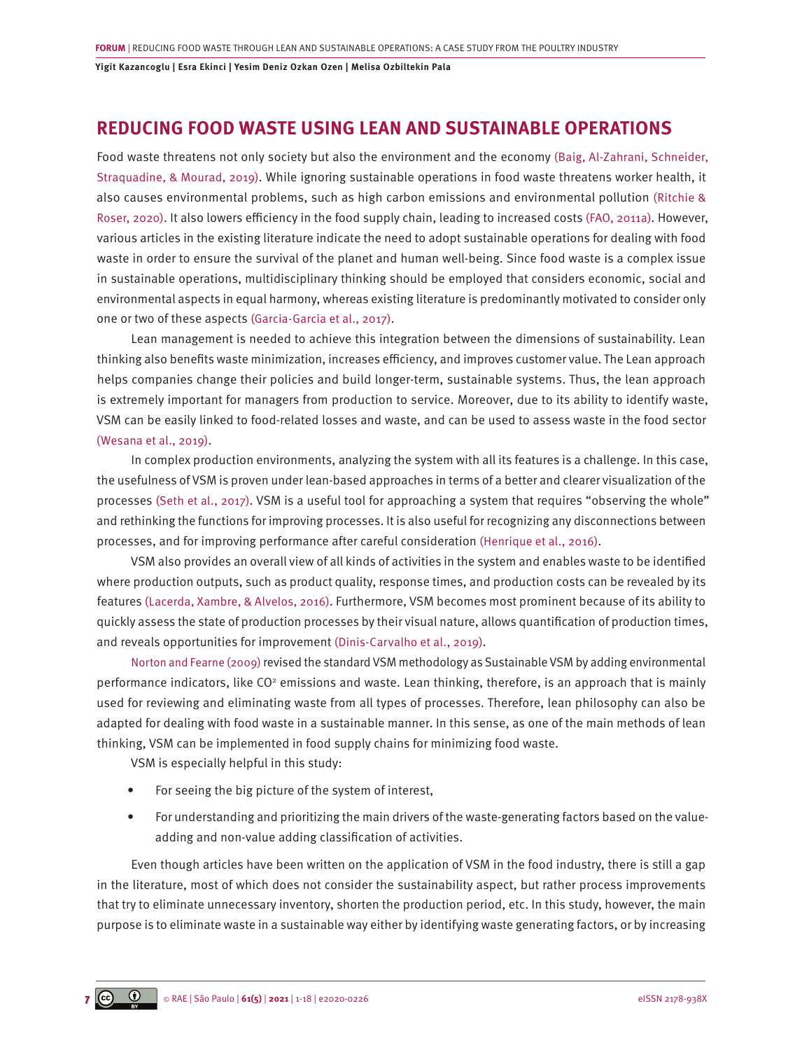## REDUCING FOOD WASTE USING LEAN AND SUSTAINABLE OPERATIONS

Food waste threatens not only society but also the environment and the economy (Baig, Al-Zahrani, Schneider, Straquadine, & Mourad, 2019). While ignoring sustainable operations in food waste threatens worker health, it also causes environmental problems, such as high carbon emissions and environmental pollution (Ritchie & Roser, 2020). It also lowers efficiency in the food supply chain, leading to increased costs (FAO, 2011a). However, various articles in the existing literature indicate the need to adopt sustainable operations for dealing with food waste in order to ensure the survival of the planet and human well-being. Since food waste is a complex issue in sustainable operations, multidisciplinary thinking should be employed that considers economic, social and environmental aspects in equal harmony, whereas existing literature is predominantly motivated to consider only one or two of these aspects (Garcia-Garcia et al., 2017).

Lean management is needed to achieve this integration between the dimensions of sustainability. Lean thinking also benefits waste minimization, increases efficiency, and improves customer value. The Lean approach helps companies change their policies and build longer-term, sustainable systems. Thus, the lean approach is extremely important for managers from production to service. Moreover, due to its ability to identify waste, VSM can be easily linked to food-related losses and waste, and can be used to assess waste in the food sector (Wesana et al., 2019).

In complex production environments, analyzing the system with all its features is a challenge. In this case, the usefulness of VSM is proven under lean-based approaches in terms of a better and clearer visualization of the processes (Seth et al., 2017). VSM is a useful tool for approaching a system that requires "observing the whole" and rethinking the functions for improving processes. It is also useful for recognizing any disconnections between processes, and for improving performance after careful consideration (Henrique et al., 2016).

VSM also provides an overall view of all kinds of activities in the system and enables waste to be identified where production outputs, such as product quality, response times, and production costs can be revealed by its features (Lacerda, Xambre, & Alvelos, 2016). Furthermore, VSM becomes most prominent because of its ability to quickly assess the state of production processes by their visual nature, allows quantification of production times, and reveals opportunities for improvement (Dinis-Carvalho et al., 2019).

Norton and Fearne (2009) revised the standard VSM methodology as Sustainable VSM by adding environmental performance indicators, like $CO^2$ emissions and waste. Lean thinking, therefore, is an approach that is mainly used for reviewing and eliminating waste from all types of processes. Therefore, lean philosophy can also be adapted for dealing with food waste in a sustainable manner. In this sense, as one of the main methods of lean thinking, VSM can be implemented in food supply chains for minimizing food waste.

VSM is especially helpful in this study:

- For seeing the big picture of the system of interest,
- For understanding and prioritizing the main drivers of the waste-generating factors based on the value-adding and non-value adding classification of activities.

Even though articles have been written on the application of VSM in the food industry, there is still a gap in the literature, most of which does not consider the sustainability aspect, but rather process improvements that try to eliminate unnecessary inventory, shorten the production period, etc. In this study, however, the main purpose is to eliminate waste in a sustainable way either by identifying waste generating factors, or by increasing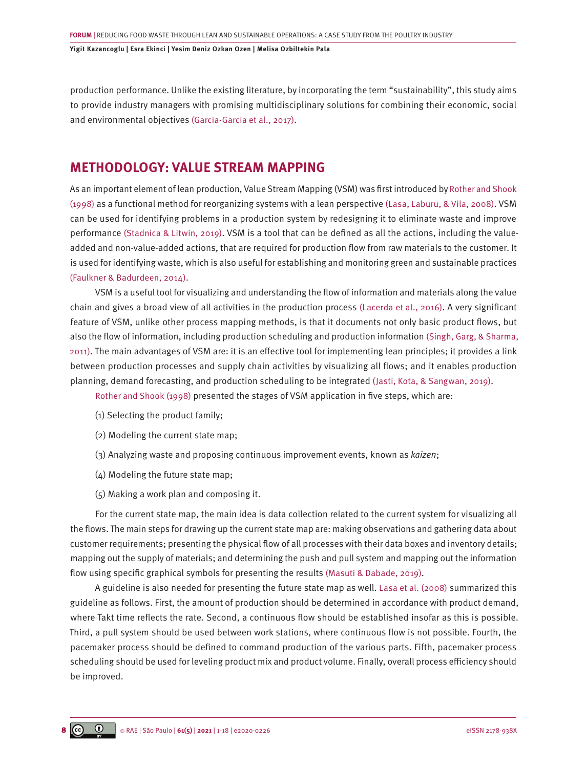production performance. Unlike the existing literature, by incorporating the term "sustainability", this study aims to provide industry managers with promising multidisciplinary solutions for combining their economic, social and environmental objectives (Garcia-Garcia et al., 2017).

## METHODOLOGY: VALUE STREAM MAPPING

As an important element of lean production, Value Stream Mapping (VSM) was first introduced by Rother and Shook (1998) as a functional method for reorganizing systems with a lean perspective (Lasa, Laburu, & Vila, 2008). VSM can be used for identifying problems in a production system by redesigning it to eliminate waste and improve performance (Stadnica & Litwin, 2019). VSM is a tool that can be defined as all the actions, including the value-added and non-value-added actions, that are required for production flow from raw materials to the customer. It is used for identifying waste, which is also useful for establishing and monitoring green and sustainable practices (Faulkner & Badurdeen, 2014).

VSM is a useful tool for visualizing and understanding the flow of information and materials along the value chain and gives a broad view of all activities in the production process (Lacerda et al., 2016). A very significant feature of VSM, unlike other process mapping methods, is that it documents not only basic product flows, but also the flow of information, including production scheduling and production information (Singh, Garg, & Sharma, 2011). The main advantages of VSM are: it is an effective tool for implementing lean principles; it provides a link between production processes and supply chain activities by visualizing all flows; and it enables production planning, demand forecasting, and production scheduling to be integrated (Jasti, Kota, & Sangwan, 2019).

Rother and Shook (1998) presented the stages of VSM application in five steps, which are:

(1) Selecting the product family;

(2) Modeling the current state map;

(3) Analyzing waste and proposing continuous improvement events, known as *kaizen*;

(4) Modeling the future state map;

(5) Making a work plan and composing it.

For the current state map, the main idea is data collection related to the current system for visualizing all the flows. The main steps for drawing up the current state map are: making observations and gathering data about customer requirements; presenting the physical flow of all processes with their data boxes and inventory details; mapping out the supply of materials; and determining the push and pull system and mapping out the information flow using specific graphical symbols for presenting the results (Masuti & Dabade, 2019).

A guideline is also needed for presenting the future state map as well. Lasa et al. (2008) summarized this guideline as follows. First, the amount of production should be determined in accordance with product demand, where Takt time reflects the rate. Second, a continuous flow should be established insofar as this is possible. Third, a pull system should be used between work stations, where continuous flow is not possible. Fourth, the pacemaker process should be defined to command production of the various parts. Fifth, pacemaker process scheduling should be used for leveling product mix and product volume. Finally, overall process efficiency should be improved.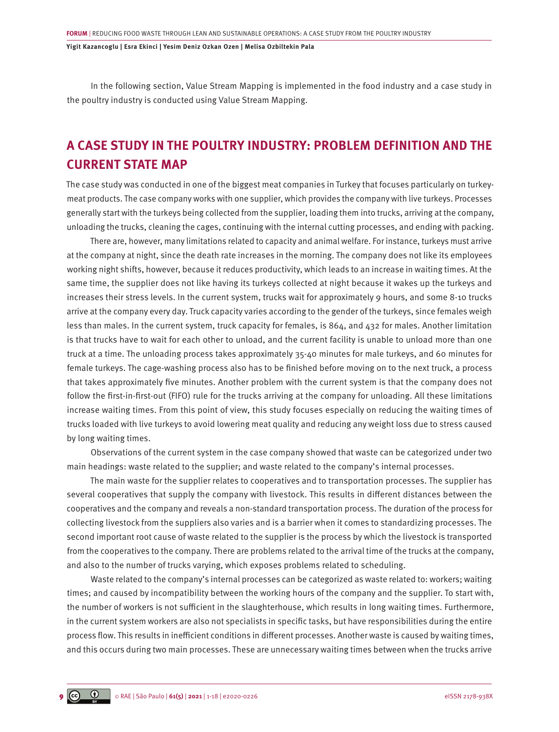In the following section, Value Stream Mapping is implemented in the food industry and a case study in the poultry industry is conducted using Value Stream Mapping.

## A CASE STUDY IN THE POULTRY INDUSTRY: PROBLEM DEFINITION AND THE CURRENT STATE MAP

The case study was conducted in one of the biggest meat companies in Turkey that focuses particularly on turkey-meat products. The case company works with one supplier, which provides the company with live turkeys. Processes generally start with the turkeys being collected from the supplier, loading them into trucks, arriving at the company, unloading the trucks, cleaning the cages, continuing with the internal cutting processes, and ending with packing.

There are, however, many limitations related to capacity and animal welfare. For instance, turkeys must arrive at the company at night, since the death rate increases in the morning. The company does not like its employees working night shifts, however, because it reduces productivity, which leads to an increase in waiting times. At the same time, the supplier does not like having its turkeys collected at night because it wakes up the turkeys and increases their stress levels. In the current system, trucks wait for approximately 9 hours, and some 8-10 trucks arrive at the company every day. Truck capacity varies according to the gender of the turkeys, since females weigh less than males. In the current system, truck capacity for females, is 864, and 432 for males. Another limitation is that trucks have to wait for each other to unload, and the current facility is unable to unload more than one truck at a time. The unloading process takes approximately 35-40 minutes for male turkeys, and 60 minutes for female turkeys. The cage-washing process also has to be finished before moving on to the next truck, a process that takes approximately five minutes. Another problem with the current system is that the company does not follow the first-in-first-out (FIFO) rule for the trucks arriving at the company for unloading. All these limitations increase waiting times. From this point of view, this study focuses especially on reducing the waiting times of trucks loaded with live turkeys to avoid lowering meat quality and reducing any weight loss due to stress caused by long waiting times.

Observations of the current system in the case company showed that waste can be categorized under two main headings: waste related to the supplier; and waste related to the company's internal processes.

The main waste for the supplier relates to cooperatives and to transportation processes. The supplier has several cooperatives that supply the company with livestock. This results in different distances between the cooperatives and the company and reveals a non-standard transportation process. The duration of the process for collecting livestock from the suppliers also varies and is a barrier when it comes to standardizing processes. The second important root cause of waste related to the supplier is the process by which the livestock is transported from the cooperatives to the company. There are problems related to the arrival time of the trucks at the company, and also to the number of trucks varying, which exposes problems related to scheduling.

Waste related to the company's internal processes can be categorized as waste related to: workers; waiting times; and caused by incompatibility between the working hours of the company and the supplier. To start with, the number of workers is not sufficient in the slaughterhouse, which results in long waiting times. Furthermore, in the current system workers are also not specialists in specific tasks, but have responsibilities during the entire process flow. This results in inefficient conditions in different processes. Another waste is caused by waiting times, and this occurs during two main processes. These are unnecessary waiting times between when the trucks arrive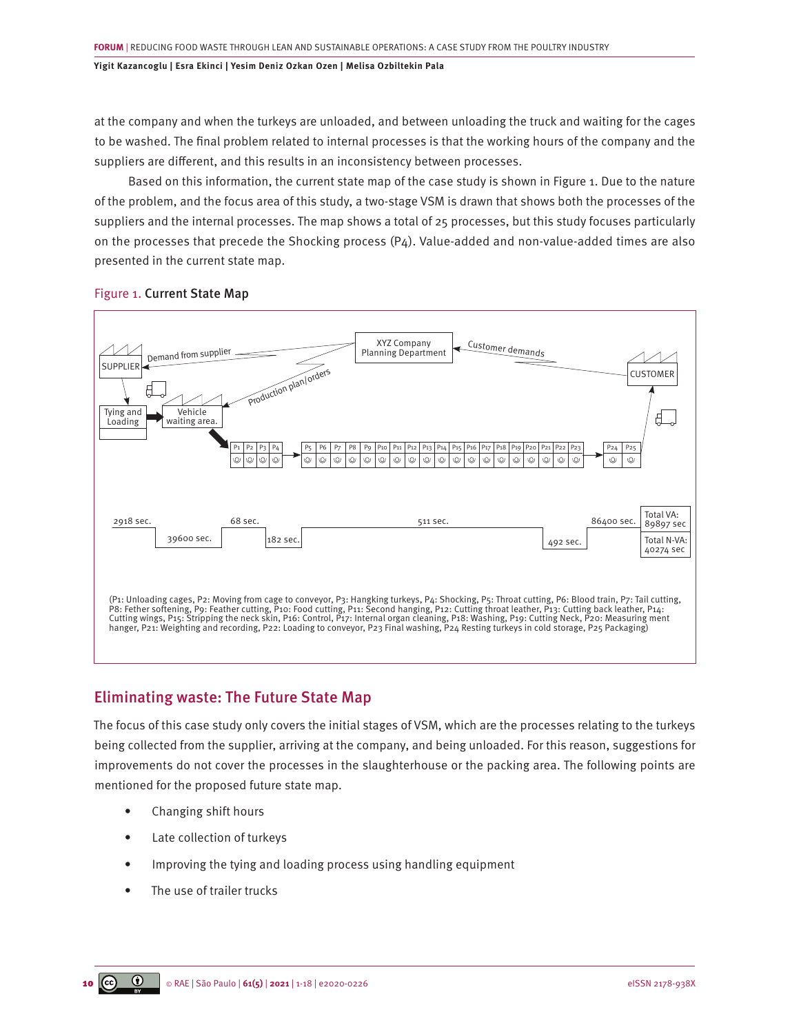at the company and when the turkeys are unloaded, and between unloading the truck and waiting for the cages to be washed. The final problem related to internal processes is that the working hours of the company and the suppliers are different, and this results in an inconsistency between processes.

Based on this information, the current state map of the case study is shown in Figure 1. Due to the nature of the problem, and the focus area of this study, a two-stage VSM is drawn that shows both the processes of the suppliers and the internal processes. The map shows a total of 25 processes, but this study focuses particularly on the processes that precede the Shocking process (P4). Value-added and non-value-added times are also presented in the current state map.

Figure 1. **Current State Map**

SUPPLIER | Demand from supplier | XYZ Company Planning Department | Customer demands | CUSTOMER | Production plan/orders | Tying and Loading | Vehicle waiting area. | P1 P2 P3 P4 | P5 P6 P7 P8 P9 P10 P11 P12 P13 P14 P15 P16 P17 P18 P19 P20 P21 P22 P23 | P24 P25

2918 sec. | 39600 sec. | 68 sec. | 182 sec. | 511 sec. | 492 sec. | 86400 sec. | Total VA: 89897 sec | Total N-VA: 40274 sec

(P1: Unloading cages, P2: Moving from cage to conveyor, P3: Hangking turkeys, P4: Shocking, P5: Throat cutting, P6: Blood train, P7: Tail cutting, P8: Fether softening, P9: Feather cutting, P10: Food cutting, P11: Second hanging, P12: Cutting throat leather, P13: Cutting back leather, P14: Cutting wings, P15: Stripping the neck skin, P16: Control, P17: Internal organ cleaning, P18: Washing, P19: Cutting Neck, P20: Measuring ment hanger, P21: Weighting and recording, P22: Loading to conveyor, P23 Final washing, P24 Resting turkeys in cold storage, P25 Packaging)

## Eliminating waste: The Future State Map

The focus of this case study only covers the initial stages of VSM, which are the processes relating to the turkeys being collected from the supplier, arriving at the company, and being unloaded. For this reason, suggestions for improvements do not cover the processes in the slaughterhouse or the packing area. The following points are mentioned for the proposed future state map.

- Changing shift hours
- Late collection of turkeys
- Improving the tying and loading process using handling equipment
- The use of trailer trucks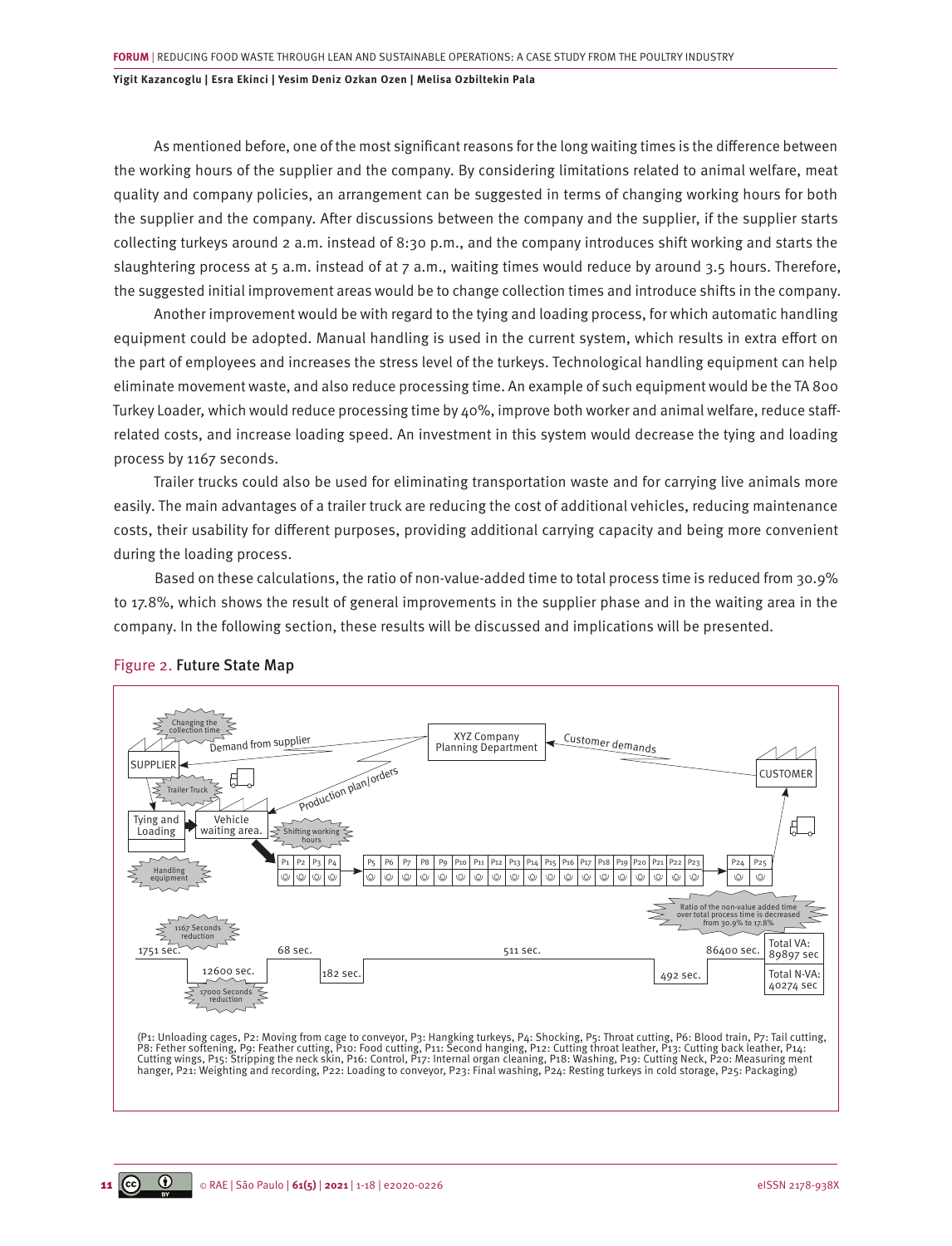As mentioned before, one of the most significant reasons for the long waiting times is the difference between the working hours of the supplier and the company. By considering limitations related to animal welfare, meat quality and company policies, an arrangement can be suggested in terms of changing working hours for both the supplier and the company. After discussions between the company and the supplier, if the supplier starts collecting turkeys around 2 a.m. instead of 8:30 p.m., and the company introduces shift working and starts the slaughtering process at 5 a.m. instead of at 7 a.m., waiting times would reduce by around 3.5 hours. Therefore, the suggested initial improvement areas would be to change collection times and introduce shifts in the company.

Another improvement would be with regard to the tying and loading process, for which automatic handling equipment could be adopted. Manual handling is used in the current system, which results in extra effort on the part of employees and increases the stress level of the turkeys. Technological handling equipment can help eliminate movement waste, and also reduce processing time. An example of such equipment would be the TA 800 Turkey Loader, which would reduce processing time by 40%, improve both worker and animal welfare, reduce staff-related costs, and increase loading speed. An investment in this system would decrease the tying and loading process by 1167 seconds.

Trailer trucks could also be used for eliminating transportation waste and for carrying live animals more easily. The main advantages of a trailer truck are reducing the cost of additional vehicles, reducing maintenance costs, their usability for different purposes, providing additional carrying capacity and being more convenient during the loading process.

Based on these calculations, the ratio of non-value-added time to total process time is reduced from 30.9% to 17.8%, which shows the result of general improvements in the supplier phase and in the waiting area in the company. In the following section, these results will be discussed and implications will be presented.

Figure 2. **Future State Map**

(P1: Unloading cages, P2: Moving from cage to conveyor, P3: Hangking turkeys, P4: Shocking, P5: Throat cutting, P6: Blood train, P7: Tail cutting, P8: Fether softening, P9: Feather cutting, P10: Food cutting, P11: Second hanging, P12: Cutting throat leather, P13: Cutting back leather, P14: Cutting wings, P15: Stripping the neck skin, P16: Control, P17: Internal organ cleaning, P18: Washing, P19: Cutting Neck, P20: Measuring ment hanger, P21: Weighting and recording, P22: Loading to conveyor, P23: Final washing, P24: Resting turkeys in cold storage, P25: Packaging)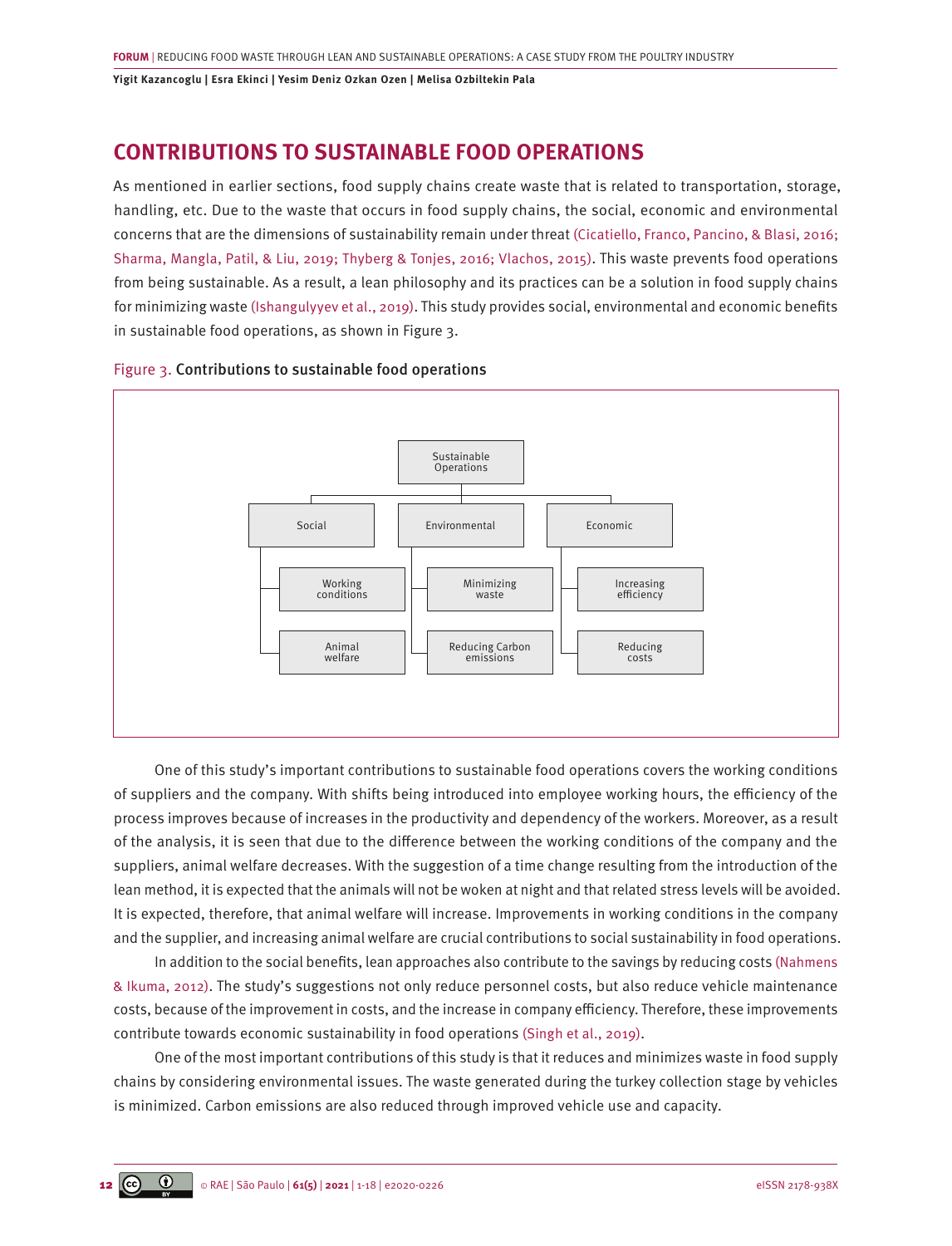## CONTRIBUTIONS TO SUSTAINABLE FOOD OPERATIONS

As mentioned in earlier sections, food supply chains create waste that is related to transportation, storage, handling, etc. Due to the waste that occurs in food supply chains, the social, economic and environmental concerns that are the dimensions of sustainability remain under threat (Cicatiello, Franco, Pancino, & Blasi, 2016; Sharma, Mangla, Patil, & Liu, 2019; Thyberg & Tonjes, 2016; Vlachos, 2015). This waste prevents food operations from being sustainable. As a result, a lean philosophy and its practices can be a solution in food supply chains for minimizing waste (Ishangulyyev et al., 2019). This study provides social, environmental and economic benefits in sustainable food operations, as shown in Figure 3.

Figure 3. **Contributions to sustainable food operations**

- Sustainable Operations
  - Social
    - Working conditions
    - Animal welfare
  - Environmental
    - Minimizing waste
    - Reducing Carbon emissions
  - Economic
    - Increasing efficiency
    - Reducing costs

One of this study's important contributions to sustainable food operations covers the working conditions of suppliers and the company. With shifts being introduced into employee working hours, the efficiency of the process improves because of increases in the productivity and dependency of the workers. Moreover, as a result of the analysis, it is seen that due to the difference between the working conditions of the company and the suppliers, animal welfare decreases. With the suggestion of a time change resulting from the introduction of the lean method, it is expected that the animals will not be woken at night and that related stress levels will be avoided. It is expected, therefore, that animal welfare will increase. Improvements in working conditions in the company and the supplier, and increasing animal welfare are crucial contributions to social sustainability in food operations.

In addition to the social benefits, lean approaches also contribute to the savings by reducing costs (Nahmens & Ikuma, 2012). The study's suggestions not only reduce personnel costs, but also reduce vehicle maintenance costs, because of the improvement in costs, and the increase in company efficiency. Therefore, these improvements contribute towards economic sustainability in food operations (Singh et al., 2019).

One of the most important contributions of this study is that it reduces and minimizes waste in food supply chains by considering environmental issues. The waste generated during the turkey collection stage by vehicles is minimized. Carbon emissions are also reduced through improved vehicle use and capacity.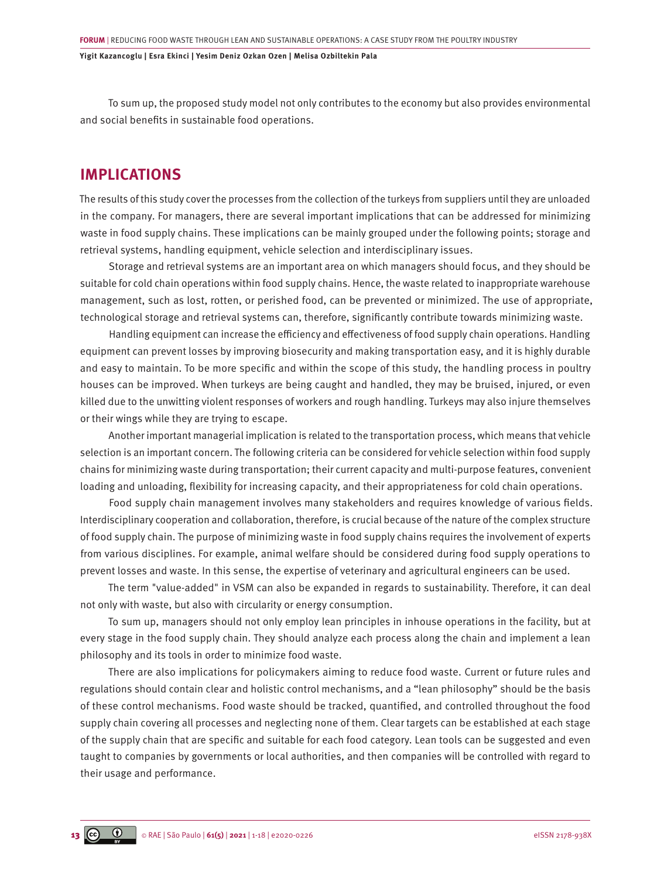To sum up, the proposed study model not only contributes to the economy but also provides environmental and social benefits in sustainable food operations.

## IMPLICATIONS

The results of this study cover the processes from the collection of the turkeys from suppliers until they are unloaded in the company. For managers, there are several important implications that can be addressed for minimizing waste in food supply chains. These implications can be mainly grouped under the following points; storage and retrieval systems, handling equipment, vehicle selection and interdisciplinary issues.

Storage and retrieval systems are an important area on which managers should focus, and they should be suitable for cold chain operations within food supply chains. Hence, the waste related to inappropriate warehouse management, such as lost, rotten, or perished food, can be prevented or minimized. The use of appropriate, technological storage and retrieval systems can, therefore, significantly contribute towards minimizing waste.

Handling equipment can increase the efficiency and effectiveness of food supply chain operations. Handling equipment can prevent losses by improving biosecurity and making transportation easy, and it is highly durable and easy to maintain. To be more specific and within the scope of this study, the handling process in poultry houses can be improved. When turkeys are being caught and handled, they may be bruised, injured, or even killed due to the unwitting violent responses of workers and rough handling. Turkeys may also injure themselves or their wings while they are trying to escape.

Another important managerial implication is related to the transportation process, which means that vehicle selection is an important concern. The following criteria can be considered for vehicle selection within food supply chains for minimizing waste during transportation; their current capacity and multi-purpose features, convenient loading and unloading, flexibility for increasing capacity, and their appropriateness for cold chain operations.

Food supply chain management involves many stakeholders and requires knowledge of various fields. Interdisciplinary cooperation and collaboration, therefore, is crucial because of the nature of the complex structure of food supply chain. The purpose of minimizing waste in food supply chains requires the involvement of experts from various disciplines. For example, animal welfare should be considered during food supply operations to prevent losses and waste. In this sense, the expertise of veterinary and agricultural engineers can be used.

The term "value-added" in VSM can also be expanded in regards to sustainability. Therefore, it can deal not only with waste, but also with circularity or energy consumption.

To sum up, managers should not only employ lean principles in inhouse operations in the facility, but at every stage in the food supply chain. They should analyze each process along the chain and implement a lean philosophy and its tools in order to minimize food waste.

There are also implications for policymakers aiming to reduce food waste. Current or future rules and regulations should contain clear and holistic control mechanisms, and a "lean philosophy" should be the basis of these control mechanisms. Food waste should be tracked, quantified, and controlled throughout the food supply chain covering all processes and neglecting none of them. Clear targets can be established at each stage of the supply chain that are specific and suitable for each food category. Lean tools can be suggested and even taught to companies by governments or local authorities, and then companies will be controlled with regard to their usage and performance.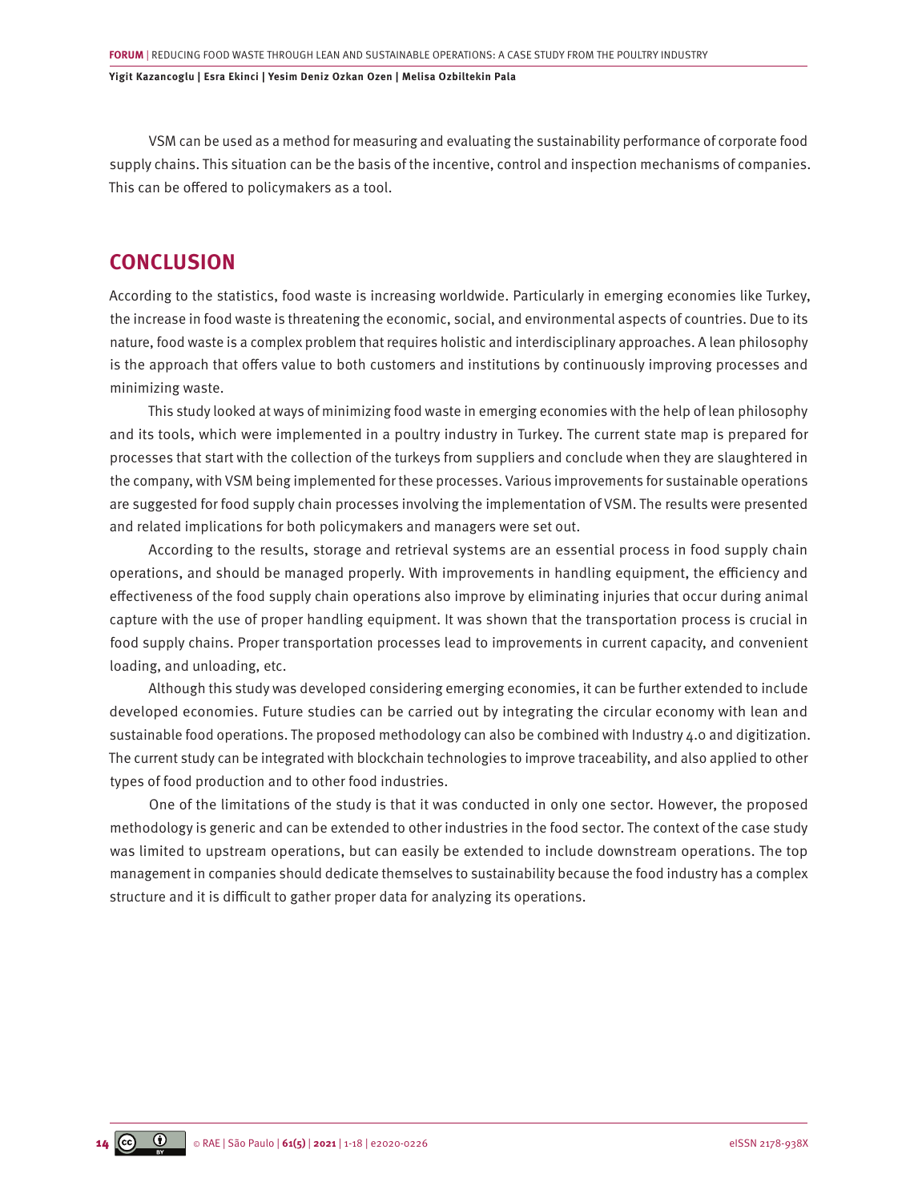VSM can be used as a method for measuring and evaluating the sustainability performance of corporate food supply chains. This situation can be the basis of the incentive, control and inspection mechanisms of companies. This can be offered to policymakers as a tool.

## CONCLUSION

According to the statistics, food waste is increasing worldwide. Particularly in emerging economies like Turkey, the increase in food waste is threatening the economic, social, and environmental aspects of countries. Due to its nature, food waste is a complex problem that requires holistic and interdisciplinary approaches. A lean philosophy is the approach that offers value to both customers and institutions by continuously improving processes and minimizing waste.

This study looked at ways of minimizing food waste in emerging economies with the help of lean philosophy and its tools, which were implemented in a poultry industry in Turkey. The current state map is prepared for processes that start with the collection of the turkeys from suppliers and conclude when they are slaughtered in the company, with VSM being implemented for these processes. Various improvements for sustainable operations are suggested for food supply chain processes involving the implementation of VSM. The results were presented and related implications for both policymakers and managers were set out.

According to the results, storage and retrieval systems are an essential process in food supply chain operations, and should be managed properly. With improvements in handling equipment, the efficiency and effectiveness of the food supply chain operations also improve by eliminating injuries that occur during animal capture with the use of proper handling equipment. It was shown that the transportation process is crucial in food supply chains. Proper transportation processes lead to improvements in current capacity, and convenient loading, and unloading, etc.

Although this study was developed considering emerging economies, it can be further extended to include developed economies. Future studies can be carried out by integrating the circular economy with lean and sustainable food operations. The proposed methodology can also be combined with Industry 4.0 and digitization. The current study can be integrated with blockchain technologies to improve traceability, and also applied to other types of food production and to other food industries.

One of the limitations of the study is that it was conducted in only one sector. However, the proposed methodology is generic and can be extended to other industries in the food sector. The context of the case study was limited to upstream operations, but can easily be extended to include downstream operations. The top management in companies should dedicate themselves to sustainability because the food industry has a complex structure and it is difficult to gather proper data for analyzing its operations.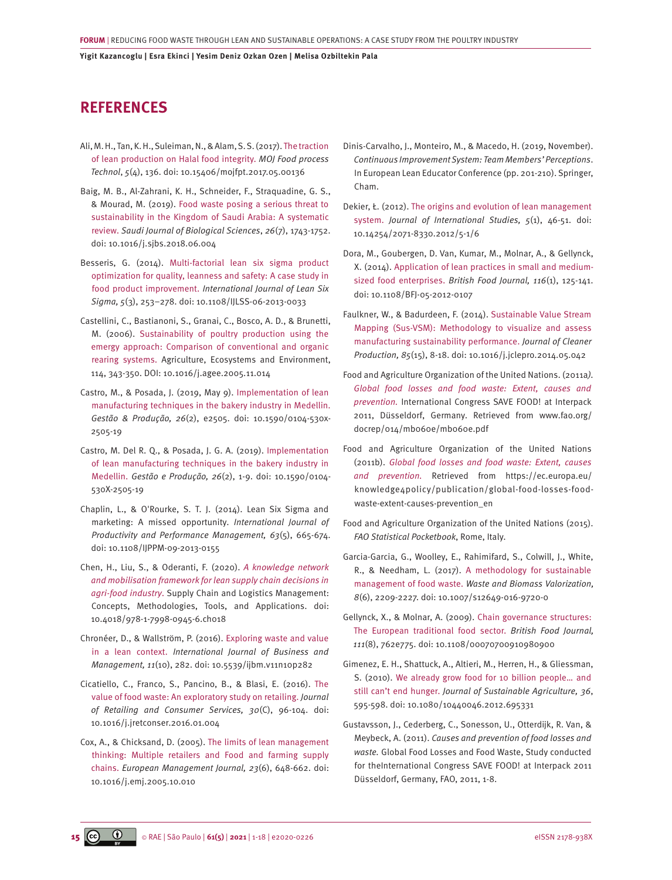## REFERENCES

Ali, M. H., Tan, K. H., Suleiman, N., & Alam, S. S. (2017). The traction of lean production on Halal food integrity. *MOJ Food process Technol*, *5*(4), 136. doi: 10.15406/mojfpt.2017.05.00136

Baig, M. B., Al-Zahrani, K. H., Schneider, F., Straquadine, G. S., & Mourad, M. (2019). Food waste posing a serious threat to sustainability in the Kingdom of Saudi Arabia: A systematic review. *Saudi Journal of Biological Sciences*, *26*(7), 1743-1752. doi: 10.1016/j.sjbs.2018.06.004

Besseris, G. (2014). Multi-factorial lean six sigma product optimization for quality, leanness and safety: A case study in food product improvement. *International Journal of Lean Six Sigma, 5*(3), 253–278. doi: 10.1108/IJLSS-06-2013-0033

Castellini, C., Bastianoni, S., Granai, C., Bosco, A. D., & Brunetti, M. (2006). Sustainability of poultry production using the emergy approach: Comparison of conventional and organic rearing systems. Agriculture, Ecosystems and Environment, 114, 343-350. DOI: 10.1016/j.agee.2005.11.014

Castro, M., & Posada, J. (2019, May 9). Implementation of lean manufacturing techniques in the bakery industry in Medellin. *Gestão & Produção, 26*(2), e2505. doi: 10.1590/0104-530x-2505-19

Castro, M. Del R. Q., & Posada, J. G. A. (2019). Implementation of lean manufacturing techniques in the bakery industry in Medellin. *Gestão e Produção, 26*(2), 1-9. doi: 10.1590/0104-530X-2505-19

Chaplin, L., & O'Rourke, S. T. J. (2014). Lean Six Sigma and marketing: A missed opportunity. *International Journal of Productivity and Performance Management, 63*(5), 665-674. doi: 10.1108/IJPPM-09-2013-0155

Chen, H., Liu, S., & Oderanti, F. (2020). *A knowledge network and mobilisation framework for lean supply chain decisions in agri-food industry*. Supply Chain and Logistics Management: Concepts, Methodologies, Tools, and Applications. doi: 10.4018/978-1-7998-0945-6.ch018

Chronéer, D., & Wallström, P. (2016). Exploring waste and value in a lean context. *International Journal of Business and Management, 11*(10), 282. doi: 10.5539/ijbm.v11n10p282

Cicatiello, C., Franco, S., Pancino, B., & Blasi, E. (2016). The value of food waste: An exploratory study on retailing. *Journal of Retailing and Consumer Services, 30*(C), 96-104. doi: 10.1016/j.jretconser.2016.01.004

Cox, A., & Chicksand, D. (2005). The limits of lean management thinking: Multiple retailers and Food and farming supply chains. *European Management Journal, 23*(6), 648-662. doi: 10.1016/j.emj.2005.10.010

Dinis-Carvalho, J., Monteiro, M., & Macedo, H. (2019, November). *Continuous Improvement System: Team Members' Perceptions*. In European Lean Educator Conference (pp. 201-210). Springer, Cham.

Dekier, Ł. (2012). The origins and evolution of lean management system. *Journal of International Studies, 5*(1), 46-51. doi: 10.14254/2071-8330.2012/5-1/6

Dora, M., Goubergen, D. Van, Kumar, M., Molnar, A., & Gellynck, X. (2014). Application of lean practices in small and medium-sized food enterprises. *British Food Journal, 116*(1), 125-141. doi: 10.1108/BFJ-05-2012-0107

Faulkner, W., & Badurdeen, F. (2014). Sustainable Value Stream Mapping (Sus-VSM): Methodology to visualize and assess manufacturing sustainability performance. *Journal of Cleaner Production, 85*(15), 8-18. doi: 10.1016/j.jclepro.2014.05.042

Food and Agriculture Organization of the United Nations. (2011a). *Global food losses and food waste: Extent, causes and prevention.* International Congress SAVE FOOD! at Interpack 2011, Düsseldorf, Germany. Retrieved from www.fao.org/docrep/014/mb060e/mb060e.pdf

Food and Agriculture Organization of the United Nations (2011b). *Global food losses and food waste: Extent, causes and prevention.* Retrieved from https://ec.europa.eu/knowledge4policy/publication/global-food-losses-food-waste-extent-causes-prevention_en

Food and Agriculture Organization of the United Nations (2015). *FAO Statistical Pocketbook*, Rome, Italy.

Garcia-Garcia, G., Woolley, E., Rahimifard, S., Colwill, J., White, R., & Needham, L. (2017). A methodology for sustainable management of food waste. *Waste and Biomass Valorization, 8*(6), 2209-2227. doi: 10.1007/s12649-016-9720-0

Gellynck, X., & Molnar, A. (2009). Chain governance structures: The European traditional food sector. *British Food Journal, 111*(8), 762e775. doi: 10.1108/00070700910980900

Gimenez, E. H., Shattuck, A., Altieri, M., Herren, H., & Gliessman, S. (2010). We already grow food for 10 billion people… and still can't end hunger. *Journal of Sustainable Agriculture, 36*, 595-598. doi: 10.1080/10440046.2012.695331

Gustavsson, J., Cederberg, C., Sonesson, U., Otterdijk, R. Van, & Meybeck, A. (2011). *Causes and prevention of food losses and waste.* Global Food Losses and Food Waste, Study conducted for theInternational Congress SAVE FOOD! at Interpack 2011 Düsseldorf, Germany, FAO, 2011, 1-8.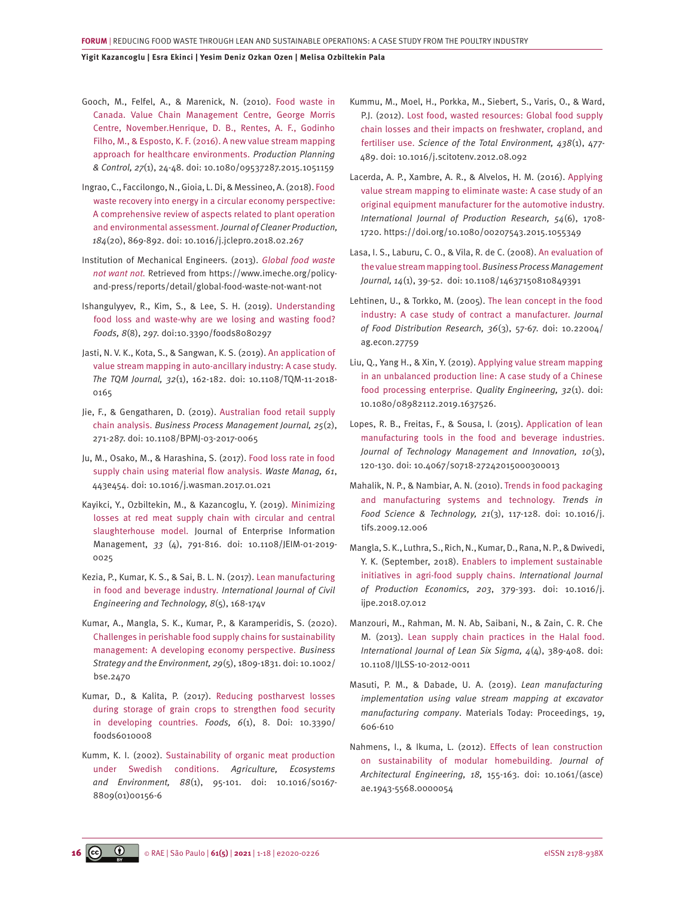Gooch, M., Felfel, A., & Marenick, N. (2010). Food waste in Canada. Value Chain Management Centre, George Morris Centre, November.Henrique, D. B., Rentes, A. F., Godinho Filho, M., & Esposto, K. F. (2016). A new value stream mapping approach for healthcare environments. *Production Planning & Control, 27*(1), 24-48. doi: 10.1080/09537287.2015.1051159

Ingrao, C., Faccilongo, N., Gioia, L. Di, & Messineo, A. (2018). Food waste recovery into energy in a circular economy perspective: A comprehensive review of aspects related to plant operation and environmental assessment. *Journal of Cleaner Production, 184*(20), 869-892. doi: 10.1016/j.jclepro.2018.02.267

Institution of Mechanical Engineers. (2013). *Global food waste not want not.* Retrieved from https://www.imeche.org/policy-and-press/reports/detail/global-food-waste-not-want-not

Ishangulyyev, R., Kim, S., & Lee, S. H. (2019). Understanding food loss and waste-why are we losing and wasting food? *Foods, 8*(8), *297.* doi:10.3390/foods8080297

Jasti, N. V. K., Kota, S., & Sangwan, K. S. (2019). An application of value stream mapping in auto-ancillary industry: A case study. *The TQM Journal, 32*(1), 162-182. doi: 10.1108/TQM-11-2018-0165

Jie, F., & Gengatharen, D. (2019). Australian food retail supply chain analysis. *Business Process Management Journal, 25*(2), 271-287. doi: 10.1108/BPMJ-03-2017-0065

Ju, M., Osako, M., & Harashina, S. (2017). Food loss rate in food supply chain using material flow analysis. *Waste Manag, 61*, 443e454. doi: 10.1016/j.wasman.2017.01.021

Kayikci, Y., Ozbiltekin, M., & Kazancoglu, Y. (2019). Minimizing losses at red meat supply chain with circular and central slaughterhouse model. Journal of Enterprise Information Management, *33* (4), 791-816. doi: 10.1108/JEIM-01-2019-0025

Kezia, P., Kumar, K. S., & Sai, B. L. N. (2017). Lean manufacturing in food and beverage industry. *International Journal of Civil Engineering and Technology, 8*(5), 168-174v

Kumar, A., Mangla, S. K., Kumar, P., & Karamperidis, S. (2020). Challenges in perishable food supply chains for sustainability management: A developing economy perspective. *Business Strategy and the Environment, 29*(5), 1809-1831. doi: 10.1002/bse.2470

Kumar, D., & Kalita, P. (2017). Reducing postharvest losses during storage of grain crops to strengthen food security in developing countries. *Foods, 6*(1), 8. Doi: 10.3390/foods6010008

Kumm, K. I. (2002). Sustainability of organic meat production under Swedish conditions. *Agriculture, Ecosystems and Environment, 88*(1), 95-101. doi: 10.1016/s0167-8809(01)00156-6

Kummu, M., Moel, H., Porkka, M., Siebert, S., Varis, O., & Ward, P.J. (2012). Lost food, wasted resources: Global food supply chain losses and their impacts on freshwater, cropland, and fertiliser use. *Science of the Total Environment, 438*(1), 477-489. doi: 10.1016/j.scitotenv.2012.08.092

Lacerda, A. P., Xambre, A. R., & Alvelos, H. M. (2016). Applying value stream mapping to eliminate waste: A case study of an original equipment manufacturer for the automotive industry. *International Journal of Production Research, 54*(6), 1708-1720. https://doi.org/10.1080/00207543.2015.1055349

Lasa, I. S., Laburu, C. O., & Vila, R. de C. (2008). An evaluation of the value stream mapping tool. *Business Process Management Journal, 14*(1), 39-52. doi: 10.1108/14637150810849391

Lehtinen, U., & Torkko, M. (2005). The lean concept in the food industry: A case study of contract a manufacturer. *Journal of Food Distribution Research, 36*(3), 57-67. doi: 10.22004/ag.econ.27759

Liu, Q., Yang H., & Xin, Y. (2019). Applying value stream mapping in an unbalanced production line: A case study of a Chinese food processing enterprise. *Quality Engineering, 32*(1). doi: 10.1080/08982112.2019.1637526.

Lopes, R. B., Freitas, F., & Sousa, I. (2015). Application of lean manufacturing tools in the food and beverage industries. *Journal of Technology Management and Innovation, 10*(3), 120-130. doi: 10.4067/s0718-27242015000300013

Mahalik, N. P., & Nambiar, A. N. (2010). Trends in food packaging and manufacturing systems and technology. *Trends in Food Science & Technology, 21*(3), 117-128. doi: 10.1016/j.tifs.2009.12.006

Mangla, S. K., Luthra, S., Rich, N., Kumar, D., Rana, N. P., & Dwivedi, Y. K. (September, 2018). Enablers to implement sustainable initiatives in agri-food supply chains. *International Journal of Production Economics, 203*, 379-393. doi: 10.1016/j.ijpe.2018.07.012

Manzouri, M., Rahman, M. N. Ab, Saibani, N., & Zain, C. R. Che M. (2013). Lean supply chain practices in the Halal food. *International Journal of Lean Six Sigma, 4*(4), 389-408. doi: 10.1108/IJLSS-10-2012-0011

Masuti, P. M., & Dabade, U. A. (2019). *Lean manufacturing implementation using value stream mapping at excavator manufacturing company*. Materials Today: Proceedings, 19, 606-610

Nahmens, I., & Ikuma, L. (2012). Effects of lean construction on sustainability of modular homebuilding. *Journal of Architectural Engineering, 18,* 155-163. doi: 10.1061/(asce)ae.1943-5568.0000054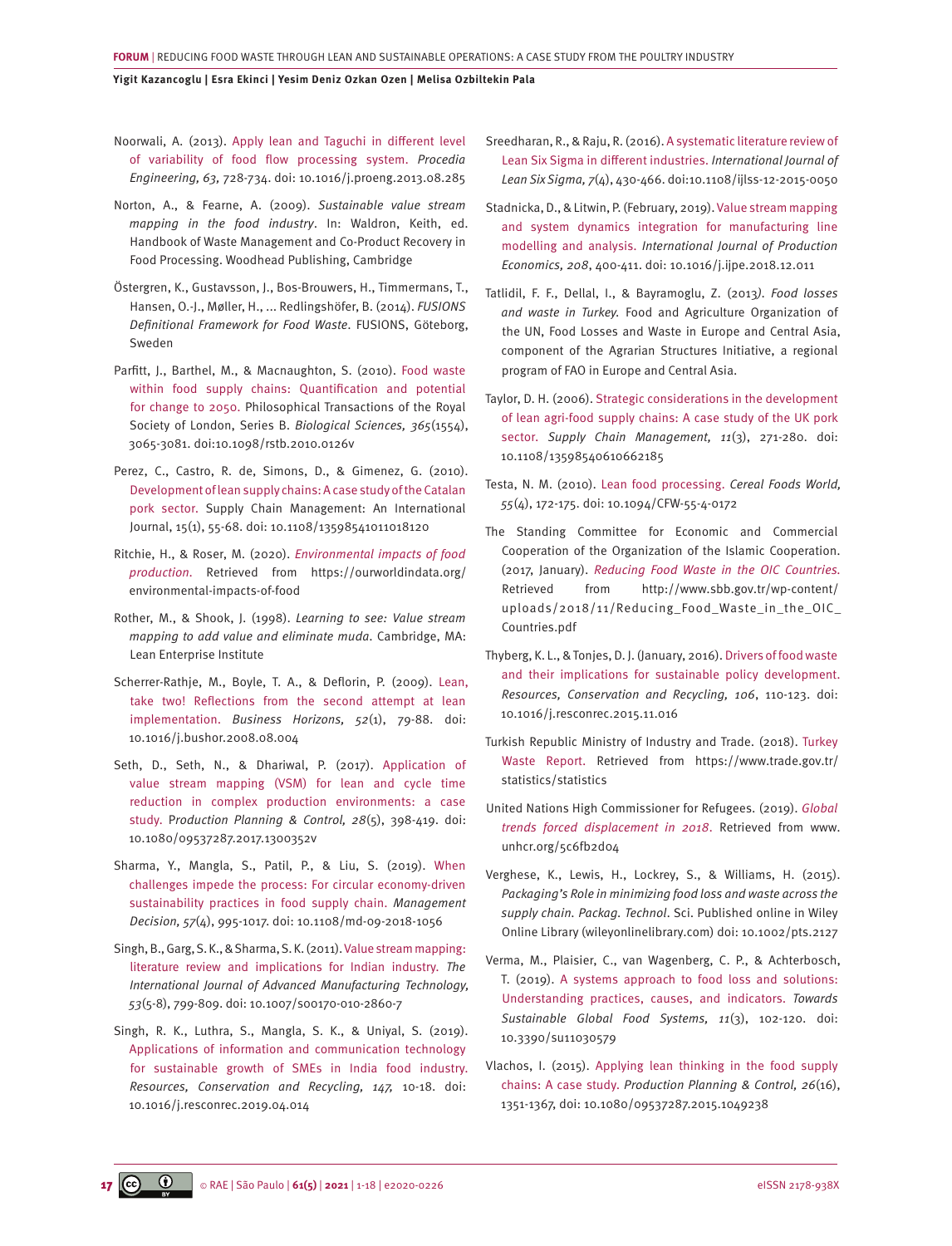Noorwali, A. (2013). Apply lean and Taguchi in different level of variability of food flow processing system. *Procedia Engineering, 63,* 728-734. doi: 10.1016/j.proeng.2013.08.285

Norton, A., & Fearne, A. (2009). *Sustainable value stream mapping in the food industry*. In: Waldron, Keith, ed. Handbook of Waste Management and Co-Product Recovery in Food Processing. Woodhead Publishing, Cambridge

Östergren, K., Gustavsson, J., Bos-Brouwers, H., Timmermans, T., Hansen, O.-J., Møller, H., ... Redlingshöfer, B. (2014). *FUSIONS Definitional Framework for Food Waste*. FUSIONS, Göteborg, Sweden

Parfitt, J., Barthel, M., & Macnaughton, S. (2010). Food waste within food supply chains: Quantification and potential for change to 2050. Philosophical Transactions of the Royal Society of London, Series B. *Biological Sciences, 365*(1554), 3065-3081. doi:10.1098/rstb.2010.0126v

Perez, C., Castro, R. de, Simons, D., & Gimenez, G. (2010). Development of lean supply chains: A case study of the Catalan pork sector. Supply Chain Management: An International Journal, 15(1), 55-68. doi: 10.1108/13598541011018120

Ritchie, H., & Roser, M. (2020). *Environmental impacts of food production*. Retrieved from https://ourworldindata.org/environmental-impacts-of-food

Rother, M., & Shook, J. (1998). *Learning to see: Value stream mapping to add value and eliminate muda*. Cambridge, MA: Lean Enterprise Institute

Scherrer-Rathje, M., Boyle, T. A., & Deflorin, P. (2009). Lean, take two! Reflections from the second attempt at lean implementation. *Business Horizons, 52*(1), 79-88. doi: 10.1016/j.bushor.2008.08.004

Seth, D., Seth, N., & Dhariwal, P. (2017). Application of value stream mapping (VSM) for lean and cycle time reduction in complex production environments: a case study. *Production Planning & Control, 28*(5), 398-419. doi: 10.1080/09537287.2017.1300352v

Sharma, Y., Mangla, S., Patil, P., & Liu, S. (2019). When challenges impede the process: For circular economy-driven sustainability practices in food supply chain. *Management Decision, 57*(4), 995-1017. doi: 10.1108/md-09-2018-1056

Singh, B., Garg, S. K., & Sharma, S. K. (2011). Value stream mapping: literature review and implications for Indian industry. *The International Journal of Advanced Manufacturing Technology, 53*(5-8), 799-809. doi: 10.1007/s00170-010-2860-7

Singh, R. K., Luthra, S., Mangla, S. K., & Uniyal, S. (2019). Applications of information and communication technology for sustainable growth of SMEs in India food industry. *Resources, Conservation and Recycling, 147,* 10-18. doi: 10.1016/j.resconrec.2019.04.014

Sreedharan, R., & Raju, R. (2016). A systematic literature review of Lean Six Sigma in different industries. *International Journal of Lean Six Sigma, 7*(4), 430-466. doi:10.1108/ijlss-12-2015-0050

Stadnicka, D., & Litwin, P. (February, 2019). Value stream mapping and system dynamics integration for manufacturing line modelling and analysis. *International Journal of Production Economics, 208*, 400-411. doi: 10.1016/j.ijpe.2018.12.011

Tatlidil, F. F., Dellal, I., & Bayramoglu, Z. (2013). *Food losses and waste in Turkey*. Food and Agriculture Organization of the UN, Food Losses and Waste in Europe and Central Asia, component of the Agrarian Structures Initiative, a regional program of FAO in Europe and Central Asia.

Taylor, D. H. (2006). Strategic considerations in the development of lean agri-food supply chains: A case study of the UK pork sector. *Supply Chain Management, 11*(3), 271-280. doi: 10.1108/13598540610662185

Testa, N. M. (2010). Lean food processing. *Cereal Foods World, 55*(4), 172-175. doi: 10.1094/CFW-55-4-0172

The Standing Committee for Economic and Commercial Cooperation of the Organization of the Islamic Cooperation. (2017, January). *Reducing Food Waste in the OIC Countries*. Retrieved from http://www.sbb.gov.tr/wp-content/uploads/2018/11/Reducing_Food_Waste_in_the_OIC_Countries.pdf

Thyberg, K. L., & Tonjes, D. J. (January, 2016). Drivers of food waste and their implications for sustainable policy development. *Resources, Conservation and Recycling, 106*, 110-123. doi: 10.1016/j.resconrec.2015.11.016

Turkish Republic Ministry of Industry and Trade. (2018). Turkey Waste Report. Retrieved from https://www.trade.gov.tr/statistics/statistics

United Nations High Commissioner for Refugees. (2019). *Global trends forced displacement in 2018*. Retrieved from www.unhcr.org/5c6fb2d04

Verghese, K., Lewis, H., Lockrey, S., & Williams, H. (2015). *Packaging's Role in minimizing food loss and waste across the supply chain. Packag. Technol*. Sci. Published online in Wiley Online Library (wileyonlinelibrary.com) doi: 10.1002/pts.2127

Verma, M., Plaisier, C., van Wagenberg, C. P., & Achterbosch, T. (2019). A systems approach to food loss and solutions: Understanding practices, causes, and indicators. *Towards Sustainable Global Food Systems, 11*(3), 102-120. doi: 10.3390/su11030579

Vlachos, I. (2015). Applying lean thinking in the food supply chains: A case study. *Production Planning & Control, 26*(16), 1351-1367, doi: 10.1080/09537287.2015.1049238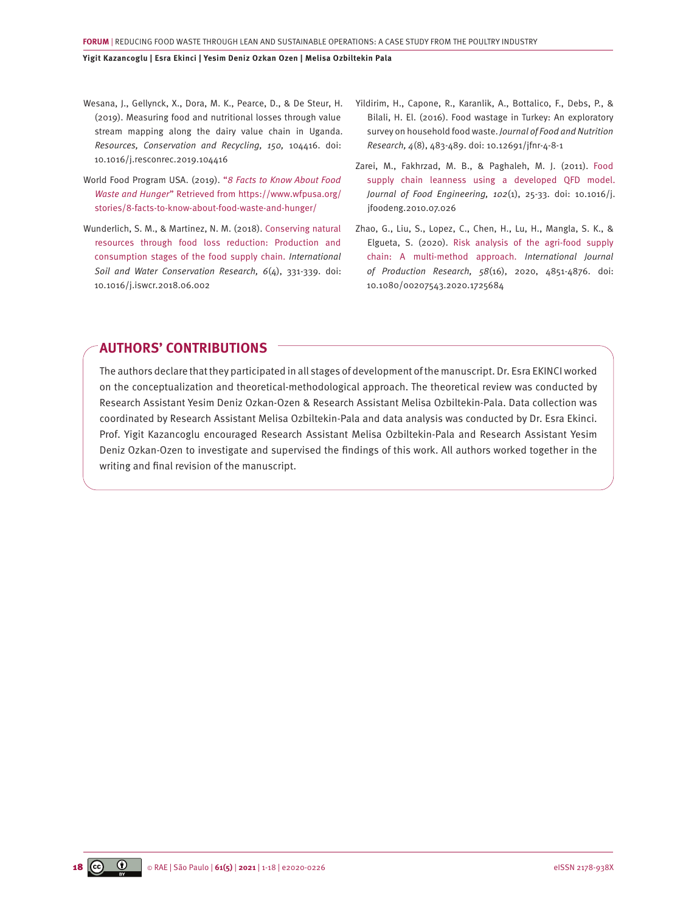Wesana, J., Gellynck, X., Dora, M. K., Pearce, D., & De Steur, H. (2019). Measuring food and nutritional losses through value stream mapping along the dairy value chain in Uganda. *Resources, Conservation and Recycling, 150,* 104416. doi: 10.1016/j.resconrec.2019.104416

World Food Program USA. (2019). "*8 Facts to Know About Food Waste and Hunger*" Retrieved from https://www.wfpusa.org/stories/8-facts-to-know-about-food-waste-and-hunger/

Wunderlich, S. M., & Martinez, N. M. (2018). Conserving natural resources through food loss reduction: Production and consumption stages of the food supply chain. *International Soil and Water Conservation Research, 6*(4), 331-339. doi: 10.1016/j.iswcr.2018.06.002

Yildirim, H., Capone, R., Karanlik, A., Bottalico, F., Debs, P., & Bilali, H. El. (2016). Food wastage in Turkey: An exploratory survey on household food waste. *Journal of Food and Nutrition Research, 4*(8), 483-489. doi: 10.12691/jfnr-4-8-1

Zarei, M., Fakhrzad, M. B., & Paghaleh, M. J. (2011). Food supply chain leanness using a developed QFD model. *Journal of Food Engineering, 102*(1), 25-33. doi: 10.1016/j.jfoodeng.2010.07.026

Zhao, G., Liu, S., Lopez, C., Chen, H., Lu, H., Mangla, S. K., & Elgueta, S. (2020). Risk analysis of the agri-food supply chain: A multi-method approach. *International Journal of Production Research, 58*(16), 2020, 4851-4876. doi: 10.1080/00207543.2020.1725684

## AUTHORS' CONTRIBUTIONS

The authors declare that they participated in all stages of development of the manuscript. Dr. Esra EKINCI worked on the conceptualization and theoretical-methodological approach. The theoretical review was conducted by Research Assistant Yesim Deniz Ozkan-Ozen & Research Assistant Melisa Ozbiltekin-Pala. Data collection was coordinated by Research Assistant Melisa Ozbiltekin-Pala and data analysis was conducted by Dr. Esra Ekinci. Prof. Yigit Kazancoglu encouraged Research Assistant Melisa Ozbiltekin-Pala and Research Assistant Yesim Deniz Ozkan-Ozen to investigate and supervised the findings of this work. All authors worked together in the writing and final revision of the manuscript.